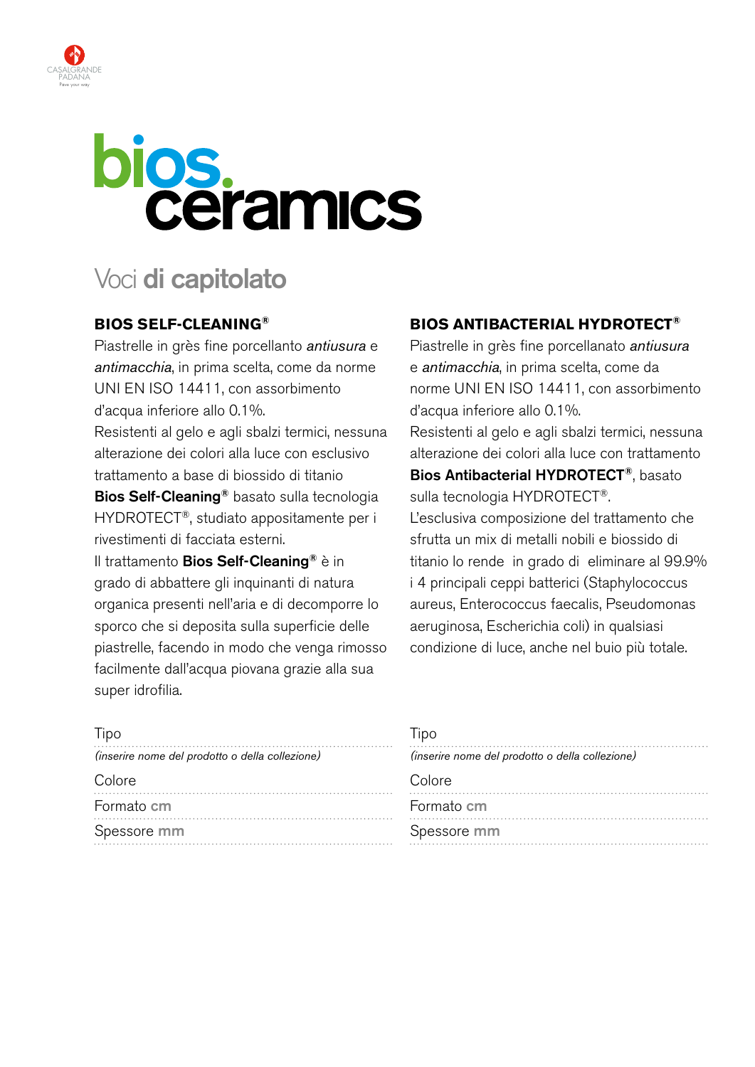CASALGRANDE PADANA
Pave your way

# bios. ceramics

## Voci **di capitolato**

### BIOS SELF-CLEANING®

Piastrelle in grès fine porcellanto *antiusura* e *antimacchia*, in prima scelta, come da norme UNI EN ISO 14411, con assorbimento d'acqua inferiore allo 0.1%.
Resistenti al gelo e agli sbalzi termici, nessuna alterazione dei colori alla luce con esclusivo trattamento a base di biossido di titanio **Bios Self-Cleaning®** basato sulla tecnologia HYDROTECT®, studiato appositamente per i rivestimenti di facciata esterni.
Il trattamento **Bios Self-Cleaning®** è in grado di abbattere gli inquinanti di natura organica presenti nell'aria e di decomporre lo sporco che si deposita sulla superficie delle piastrelle, facendo in modo che venga rimosso facilmente dall'acqua piovana grazie alla sua super idrofilia.

Tipo
*(inserire nome del prodotto o della collezione)*

Colore

Formato **cm**

Spessore **mm**

### BIOS ANTIBACTERIAL HYDROTECT®

Piastrelle in grès fine porcellanato *antiusura* e *antimacchia*, in prima scelta, come da norme UNI EN ISO 14411, con assorbimento d'acqua inferiore allo 0.1%.
Resistenti al gelo e agli sbalzi termici, nessuna alterazione dei colori alla luce con trattamento **Bios Antibacterial HYDROTECT®**, basato sulla tecnologia HYDROTECT®.
L'esclusiva composizione del trattamento che sfrutta un mix di metalli nobili e biossido di titanio lo rende in grado di eliminare al 99.9% i 4 principali ceppi batterici (Staphylococcus aureus, Enterococcus faecalis, Pseudomonas aeruginosa, Escherichia coli) in qualsiasi condizione di luce, anche nel buio più totale.

Tipo
*(inserire nome del prodotto o della collezione)*

Colore

Formato **cm**

Spessore **mm**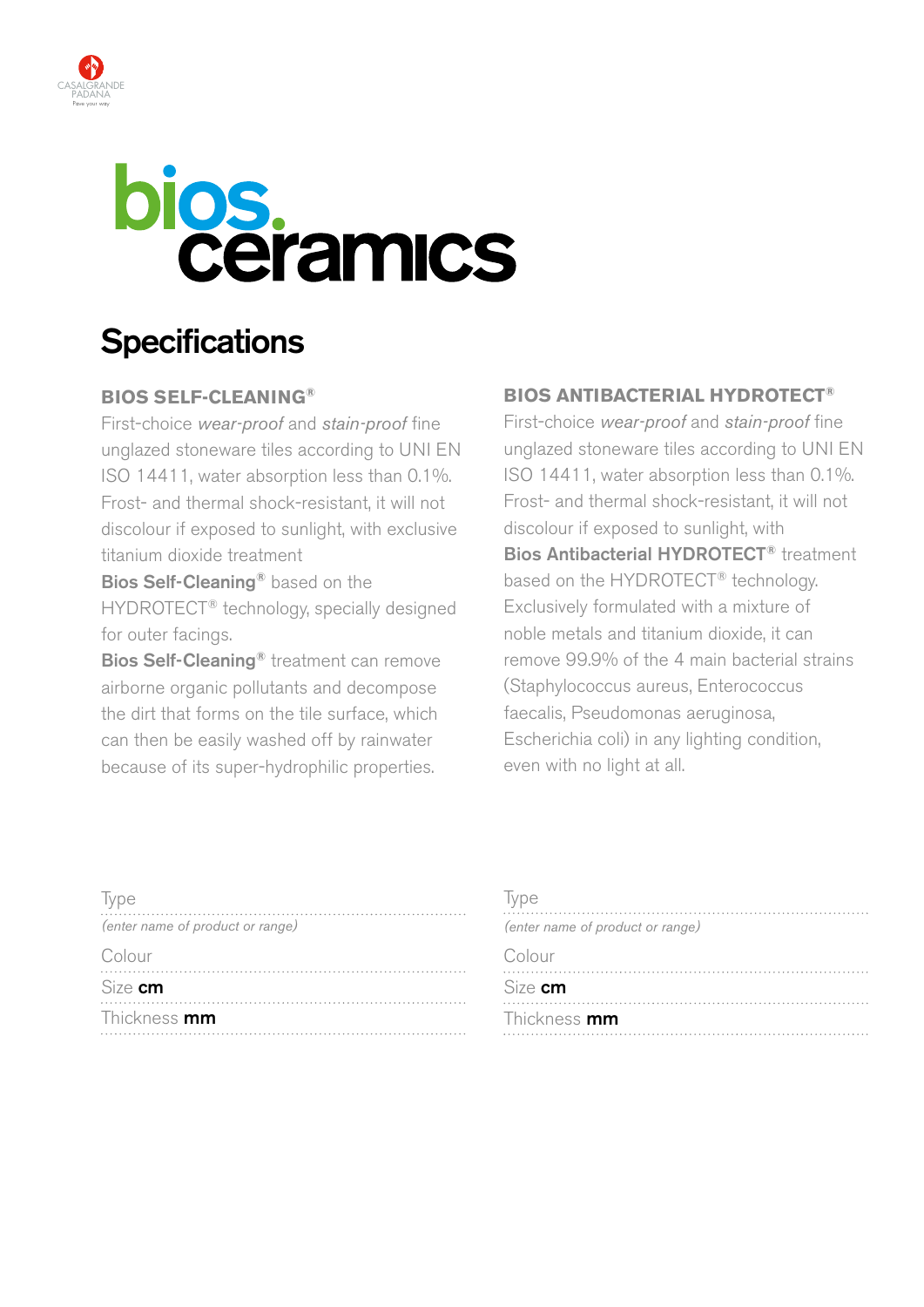# bios. ceramics

## Specifications

### BIOS SELF-CLEANING®

First-choice *wear-proof* and *stain-proof* fine unglazed stoneware tiles according to UNI EN ISO 14411, water absorption less than 0.1%. Frost- and thermal shock-resistant, it will not discolour if exposed to sunlight, with exclusive titanium dioxide treatment **Bios Self-Cleaning®** based on the HYDROTECT® technology, specially designed for outer facings.
**Bios Self-Cleaning®** treatment can remove airborne organic pollutants and decompose the dirt that forms on the tile surface, which can then be easily washed off by rainwater because of its super-hydrophilic properties.

Type
*(enter name of product or range)*

Colour

Size **cm**

Thickness **mm**

### BIOS ANTIBACTERIAL HYDROTECT®

First-choice *wear-proof* and *stain-proof* fine unglazed stoneware tiles according to UNI EN ISO 14411, water absorption less than 0.1%. Frost- and thermal shock-resistant, it will not discolour if exposed to sunlight, with **Bios Antibacterial HYDROTECT®** treatment based on the HYDROTECT® technology. Exclusively formulated with a mixture of noble metals and titanium dioxide, it can remove 99.9% of the 4 main bacterial strains (Staphylococcus aureus, Enterococcus faecalis, Pseudomonas aeruginosa, Escherichia coli) in any lighting condition, even with no light at all.

Type
*(enter name of product or range)*

Colour

Size **cm**

Thickness **mm**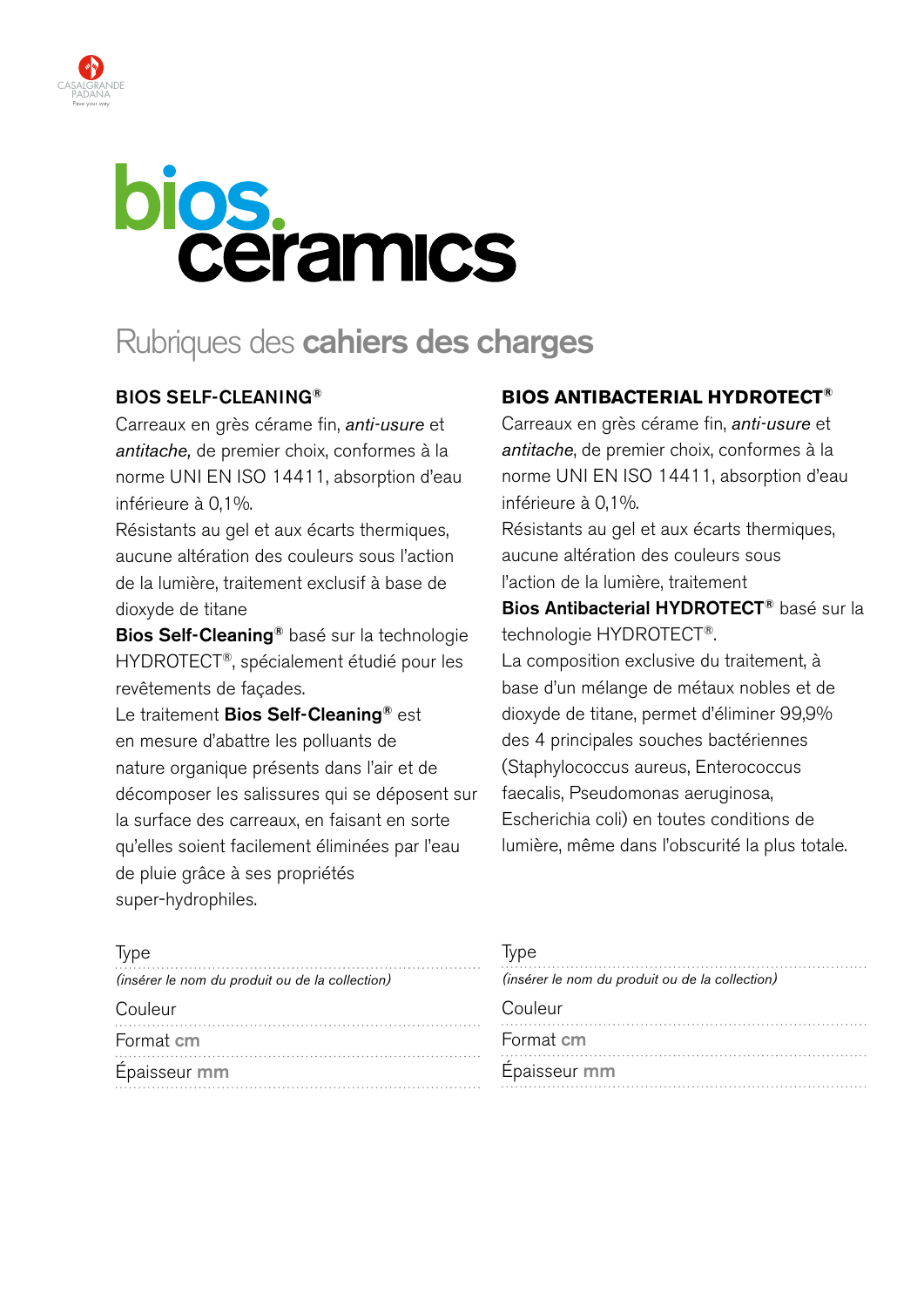# bios. ceramics

## Rubriques des **cahiers des charges**

### BIOS SELF-CLEANING®

Carreaux en grès cérame fin, *anti-usure* et *antitache,* de premier choix, conformes à la norme UNI EN ISO 14411, absorption d'eau inférieure à 0,1%.
Résistants au gel et aux écarts thermiques, aucune altération des couleurs sous l'action de la lumière, traitement exclusif à base de dioxyde de titane
**Bios Self-Cleaning®** basé sur la technologie HYDROTECT®, spécialement étudié pour les revêtements de façades.
Le traitement **Bios Self-Cleaning®** est en mesure d'abattre les polluants de nature organique présents dans l'air et de décomposer les salissures qui se déposent sur la surface des carreaux, en faisant en sorte qu'elles soient facilement éliminées par l'eau de pluie grâce à ses propriétés super-hydrophiles.

Type
*(insérer le nom du produit ou de la collection)*

Couleur

Format cm

Épaisseur mm

### BIOS ANTIBACTERIAL HYDROTECT®

Carreaux en grès cérame fin, *anti-usure* et *antitache*, de premier choix, conformes à la norme UNI EN ISO 14411, absorption d'eau inférieure à 0,1%.
Résistants au gel et aux écarts thermiques, aucune altération des couleurs sous l'action de la lumière, traitement
**Bios Antibacterial HYDROTECT®** basé sur la technologie HYDROTECT®.
La composition exclusive du traitement, à base d'un mélange de métaux nobles et de dioxyde de titane, permet d'éliminer 99,9% des 4 principales souches bactériennes (Staphylococcus aureus, Enterococcus faecalis, Pseudomonas aeruginosa, Escherichia coli) en toutes conditions de lumière, même dans l'obscurité la plus totale.

Type
*(insérer le nom du produit ou de la collection)*

Couleur

Format cm

Épaisseur mm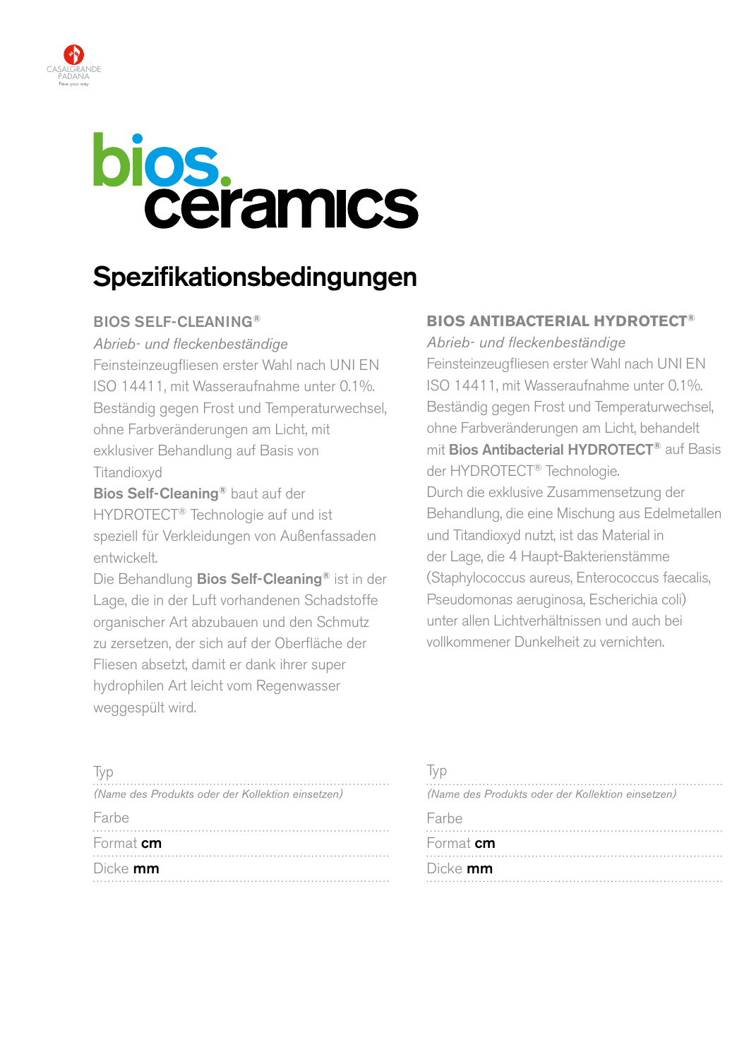CASALGRANDE PADANA
Pave your way

# bios. ceramics

## Spezifikationsbedingungen

### BIOS SELF-CLEANING®

*Abrieb- und fleckenbeständige* Feinsteinzeugfliesen erster Wahl nach UNI EN ISO 14411, mit Wasseraufnahme unter 0.1%. Beständig gegen Frost und Temperaturwechsel, ohne Farbveränderungen am Licht, mit exklusiver Behandlung auf Basis von Titandioxyd

**Bios Self-Cleaning®** baut auf der HYDROTECT® Technologie auf und ist speziell für Verkleidungen von Außenfassaden entwickelt.

Die Behandlung **Bios Self-Cleaning®** ist in der Lage, die in der Luft vorhandenen Schadstoffe organischer Art abzubauen und den Schmutz zu zersetzen, der sich auf der Oberfläche der Fliesen absetzt, damit er dank ihrer super hydrophilen Art leicht vom Regenwasser weggespült wird.

Typ ..............................................................................

*(Name des Produkts oder der Kollektion einsetzen)*

Farbe ..............................................................................

Format **cm** ..............................................................................

Dicke **mm** ..............................................................................

### BIOS ANTIBACTERIAL HYDROTECT®

*Abrieb- und fleckenbeständige* Feinsteinzeugfliesen erster Wahl nach UNI EN ISO 14411, mit Wasseraufnahme unter 0.1%. Beständig gegen Frost und Temperaturwechsel, ohne Farbveränderungen am Licht, behandelt mit **Bios Antibacterial HYDROTECT®** auf Basis der HYDROTECT® Technologie.

Durch die exklusive Zusammensetzung der Behandlung, die eine Mischung aus Edelmetallen und Titandioxyd nutzt, ist das Material in der Lage, die 4 Haupt-Bakterienstämme (Staphylococcus aureus, Enterococcus faecalis, Pseudomonas aeruginosa, Escherichia coli) unter allen Lichtverhältnissen und auch bei vollkommener Dunkelheit zu vernichten.

Typ ..............................................................................

*(Name des Produkts oder der Kollektion einsetzen)*

Farbe ..............................................................................

Format **cm** ..............................................................................

Dicke **mm** ..............................................................................